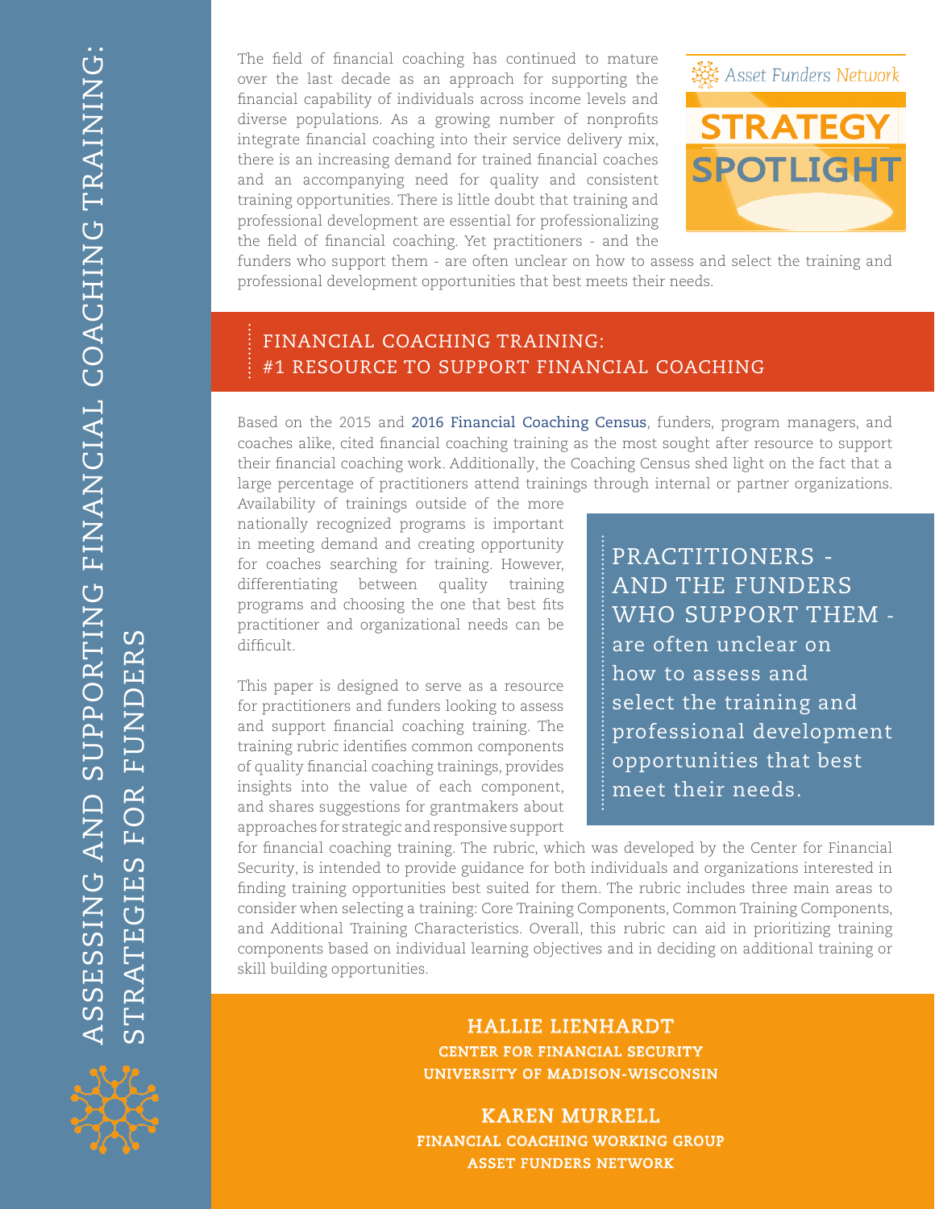# ASSESSING AND SUPPORTING FINANCIAL COACHING TRAINING: STRATEGIES FOR FUNDERS

Asset Funders Network

**STRATEGY SPOTLIGHT**

The field of financial coaching has continued to mature over the last decade as an approach for supporting the financial capability of individuals across income levels and diverse populations. As a growing number of nonprofits integrate financial coaching into their service delivery mix, there is an increasing demand for trained financial coaches and an accompanying need for quality and consistent training opportunities. There is little doubt that training and professional development are essential for professionalizing the field of financial coaching. Yet practitioners - and the funders who support them - are often unclear on how to assess and select the training and professional development opportunities that best meets their needs.

## FINANCIAL COACHING TRAINING: #1 RESOURCE TO SUPPORT FINANCIAL COACHING

Based on the 2015 and 2016 Financial Coaching Census, funders, program managers, and coaches alike, cited financial coaching training as the most sought after resource to support their financial coaching work. Additionally, the Coaching Census shed light on the fact that a large percentage of practitioners attend trainings through internal or partner organizations. Availability of trainings outside of the more nationally recognized programs is important in meeting demand and creating opportunity for coaches searching for training. However, differentiating between quality training programs and choosing the one that best fits practitioner and organizational needs can be difficult.

> PRACTITIONERS - AND THE FUNDERS WHO SUPPORT THEM - are often unclear on how to assess and select the training and professional development opportunities that best meet their needs.

This paper is designed to serve as a resource for practitioners and funders looking to assess and support financial coaching training. The training rubric identifies common components of quality financial coaching trainings, provides insights into the value of each component, and shares suggestions for grantmakers about approaches for strategic and responsive support for financial coaching training. The rubric, which was developed by the Center for Financial Security, is intended to provide guidance for both individuals and organizations interested in finding training opportunities best suited for them. The rubric includes three main areas to consider when selecting a training: Core Training Components, Common Training Components, and Additional Training Characteristics. Overall, this rubric can aid in prioritizing training components based on individual learning objectives and in deciding on additional training or skill building opportunities.

**HALLIE LIENHARDT**
CENTER FOR FINANCIAL SECURITY
UNIVERSITY OF MADISON-WISCONSIN

**KAREN MURRELL**
FINANCIAL COACHING WORKING GROUP
ASSET FUNDERS NETWORK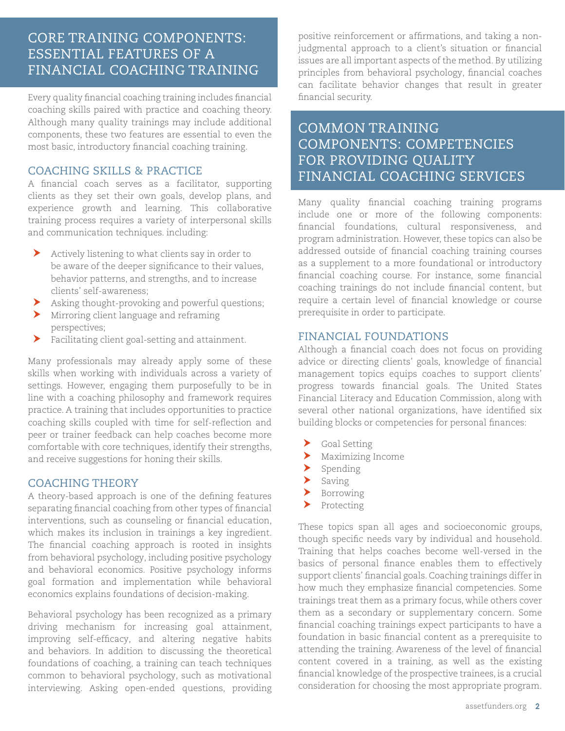## CORE TRAINING COMPONENTS: ESSENTIAL FEATURES OF A FINANCIAL COACHING TRAINING

Every quality financial coaching training includes financial coaching skills paired with practice and coaching theory. Although many quality trainings may include additional components, these two features are essential to even the most basic, introductory financial coaching training.

### COACHING SKILLS & PRACTICE

A financial coach serves as a facilitator, supporting clients as they set their own goals, develop plans, and experience growth and learning. This collaborative training process requires a variety of interpersonal skills and communication techniques. including:

- Actively listening to what clients say in order to be aware of the deeper significance to their values, behavior patterns, and strengths, and to increase clients' self-awareness;
- Asking thought-provoking and powerful questions;
- Mirroring client language and reframing perspectives;
- Facilitating client goal-setting and attainment.

Many professionals may already apply some of these skills when working with individuals across a variety of settings. However, engaging them purposefully to be in line with a coaching philosophy and framework requires practice. A training that includes opportunities to practice coaching skills coupled with time for self-reflection and peer or trainer feedback can help coaches become more comfortable with core techniques, identify their strengths, and receive suggestions for honing their skills.

### COACHING THEORY

A theory-based approach is one of the defining features separating financial coaching from other types of financial interventions, such as counseling or financial education, which makes its inclusion in trainings a key ingredient. The financial coaching approach is rooted in insights from behavioral psychology, including positive psychology and behavioral economics. Positive psychology informs goal formation and implementation while behavioral economics explains foundations of decision-making.

Behavioral psychology has been recognized as a primary driving mechanism for increasing goal attainment, improving self-efficacy, and altering negative habits and behaviors. In addition to discussing the theoretical foundations of coaching, a training can teach techniques common to behavioral psychology, such as motivational interviewing. Asking open-ended questions, providing positive reinforcement or affirmations, and taking a non-judgmental approach to a client's situation or financial issues are all important aspects of the method. By utilizing principles from behavioral psychology, financial coaches can facilitate behavior changes that result in greater financial security.

## COMMON TRAINING COMPONENTS: COMPETENCIES FOR PROVIDING QUALITY FINANCIAL COACHING SERVICES

Many quality financial coaching training programs include one or more of the following components: financial foundations, cultural responsiveness, and program administration. However, these topics can also be addressed outside of financial coaching training courses as a supplement to a more foundational or introductory financial coaching course. For instance, some financial coaching trainings do not include financial content, but require a certain level of financial knowledge or course prerequisite in order to participate.

### FINANCIAL FOUNDATIONS

Although a financial coach does not focus on providing advice or directing clients' goals, knowledge of financial management topics equips coaches to support clients' progress towards financial goals. The United States Financial Literacy and Education Commission, along with several other national organizations, have identified six building blocks or competencies for personal finances:

- Goal Setting
- Maximizing Income
- Spending
- Saving
- Borrowing
- Protecting

These topics span all ages and socioeconomic groups, though specific needs vary by individual and household. Training that helps coaches become well-versed in the basics of personal finance enables them to effectively support clients' financial goals. Coaching trainings differ in how much they emphasize financial competencies. Some trainings treat them as a primary focus, while others cover them as a secondary or supplementary concern. Some financial coaching trainings expect participants to have a foundation in basic financial content as a prerequisite to attending the training. Awareness of the level of financial content covered in a training, as well as the existing financial knowledge of the prospective trainees, is a crucial consideration for choosing the most appropriate program.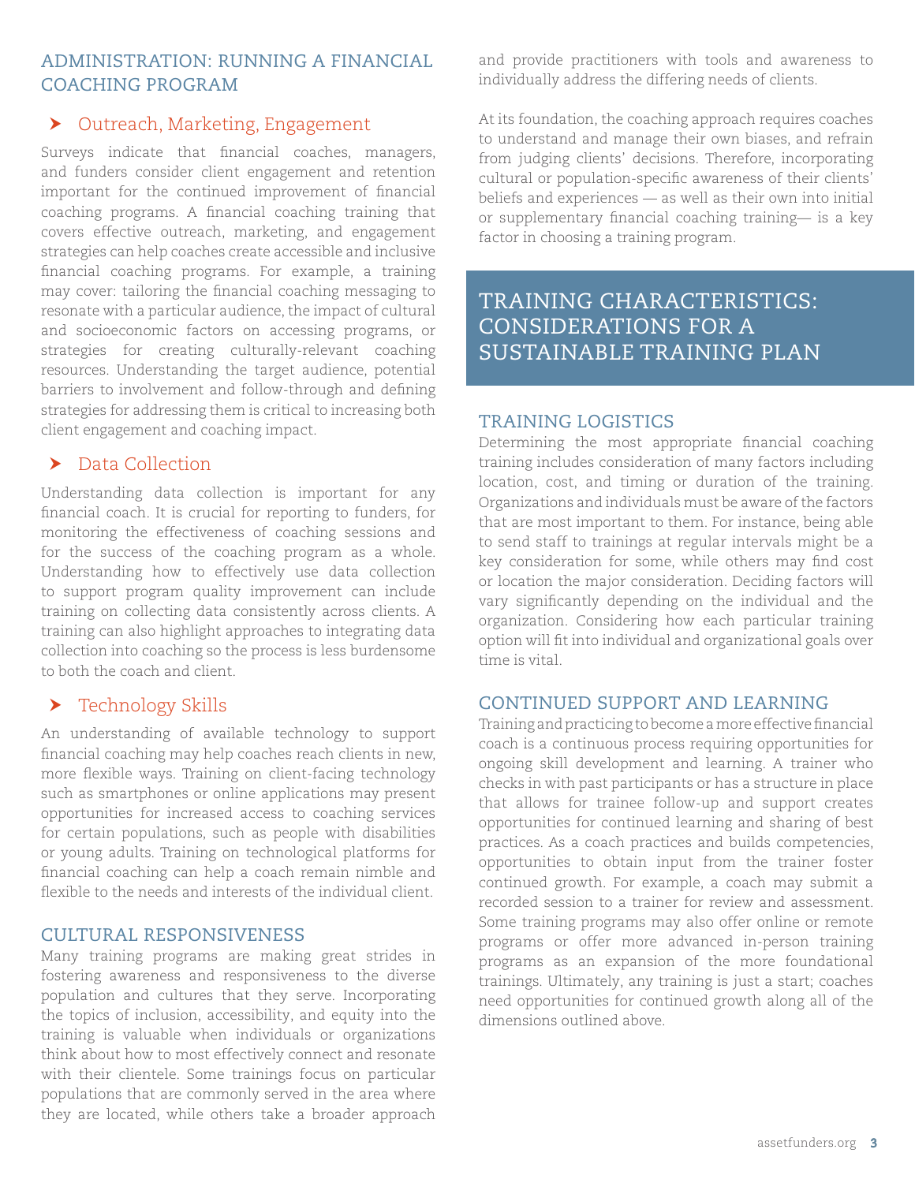## ADMINISTRATION: RUNNING A FINANCIAL COACHING PROGRAM

### Outreach, Marketing, Engagement

Surveys indicate that financial coaches, managers, and funders consider client engagement and retention important for the continued improvement of financial coaching programs. A financial coaching training that covers effective outreach, marketing, and engagement strategies can help coaches create accessible and inclusive financial coaching programs. For example, a training may cover: tailoring the financial coaching messaging to resonate with a particular audience, the impact of cultural and socioeconomic factors on accessing programs, or strategies for creating culturally-relevant coaching resources. Understanding the target audience, potential barriers to involvement and follow-through and defining strategies for addressing them is critical to increasing both client engagement and coaching impact.

### Data Collection

Understanding data collection is important for any financial coach. It is crucial for reporting to funders, for monitoring the effectiveness of coaching sessions and for the success of the coaching program as a whole. Understanding how to effectively use data collection to support program quality improvement can include training on collecting data consistently across clients. A training can also highlight approaches to integrating data collection into coaching so the process is less burdensome to both the coach and client.

### Technology Skills

An understanding of available technology to support financial coaching may help coaches reach clients in new, more flexible ways. Training on client-facing technology such as smartphones or online applications may present opportunities for increased access to coaching services for certain populations, such as people with disabilities or young adults. Training on technological platforms for financial coaching can help a coach remain nimble and flexible to the needs and interests of the individual client.

## CULTURAL RESPONSIVENESS

Many training programs are making great strides in fostering awareness and responsiveness to the diverse population and cultures that they serve. Incorporating the topics of inclusion, accessibility, and equity into the training is valuable when individuals or organizations think about how to most effectively connect and resonate with their clientele. Some trainings focus on particular populations that are commonly served in the area where they are located, while others take a broader approach and provide practitioners with tools and awareness to individually address the differing needs of clients.

At its foundation, the coaching approach requires coaches to understand and manage their own biases, and refrain from judging clients' decisions. Therefore, incorporating cultural or population-specific awareness of their clients' beliefs and experiences — as well as their own into initial or supplementary financial coaching training— is a key factor in choosing a training program.

# TRAINING CHARACTERISTICS: CONSIDERATIONS FOR A SUSTAINABLE TRAINING PLAN

## TRAINING LOGISTICS

Determining the most appropriate financial coaching training includes consideration of many factors including location, cost, and timing or duration of the training. Organizations and individuals must be aware of the factors that are most important to them. For instance, being able to send staff to trainings at regular intervals might be a key consideration for some, while others may find cost or location the major consideration. Deciding factors will vary significantly depending on the individual and the organization. Considering how each particular training option will fit into individual and organizational goals over time is vital.

## CONTINUED SUPPORT AND LEARNING

Training and practicing to become a more effective financial coach is a continuous process requiring opportunities for ongoing skill development and learning. A trainer who checks in with past participants or has a structure in place that allows for trainee follow-up and support creates opportunities for continued learning and sharing of best practices. As a coach practices and builds competencies, opportunities to obtain input from the trainer foster continued growth. For example, a coach may submit a recorded session to a trainer for review and assessment. Some training programs may also offer online or remote programs or offer more advanced in-person training programs as an expansion of the more foundational trainings. Ultimately, any training is just a start; coaches need opportunities for continued growth along all of the dimensions outlined above.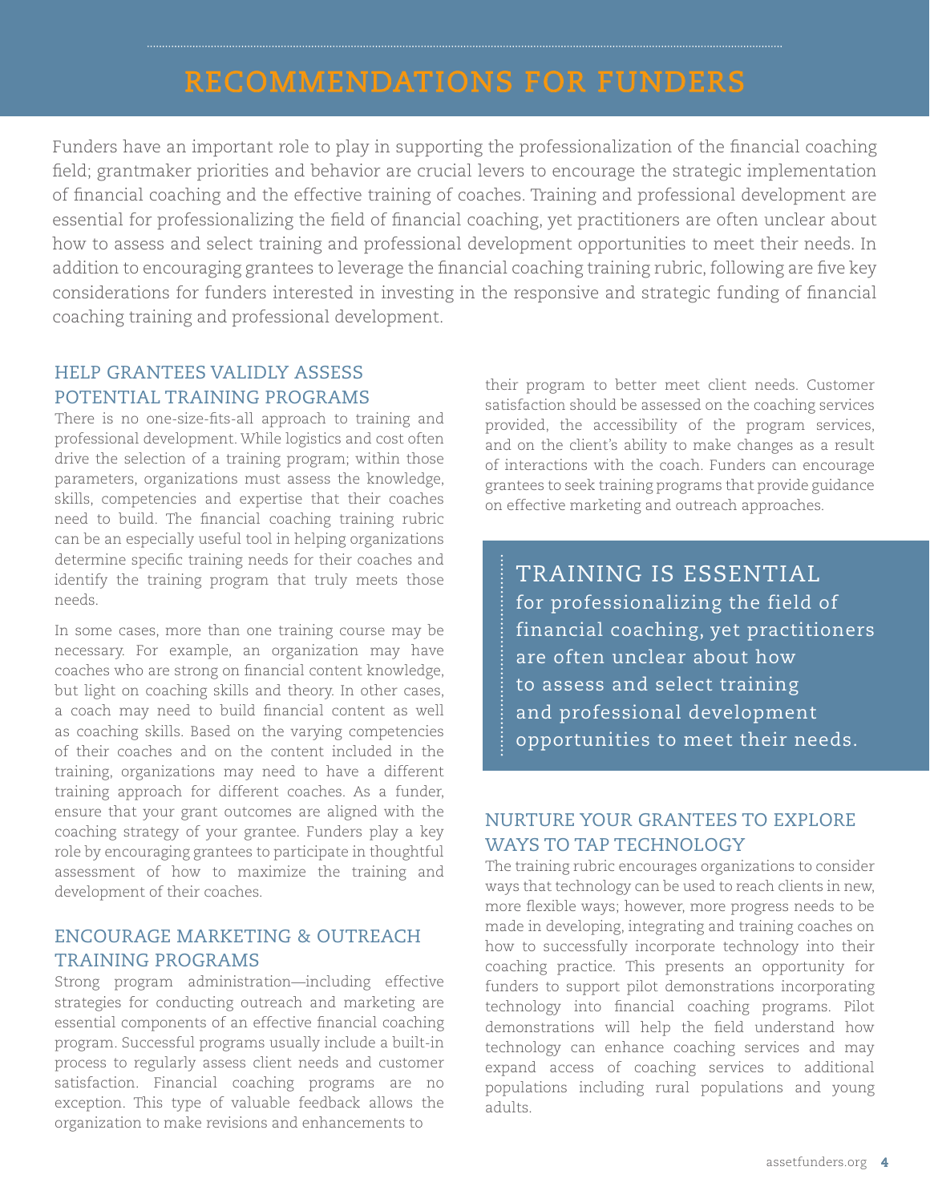# RECOMMENDATIONS FOR FUNDERS

Funders have an important role to play in supporting the professionalization of the financial coaching field; grantmaker priorities and behavior are crucial levers to encourage the strategic implementation of financial coaching and the effective training of coaches. Training and professional development are essential for professionalizing the field of financial coaching, yet practitioners are often unclear about how to assess and select training and professional development opportunities to meet their needs. In addition to encouraging grantees to leverage the financial coaching training rubric, following are five key considerations for funders interested in investing in the responsive and strategic funding of financial coaching training and professional development.

## HELP GRANTEES VALIDLY ASSESS POTENTIAL TRAINING PROGRAMS

There is no one-size-fits-all approach to training and professional development. While logistics and cost often drive the selection of a training program; within those parameters, organizations must assess the knowledge, skills, competencies and expertise that their coaches need to build. The financial coaching training rubric can be an especially useful tool in helping organizations determine specific training needs for their coaches and identify the training program that truly meets those needs.

In some cases, more than one training course may be necessary. For example, an organization may have coaches who are strong on financial content knowledge, but light on coaching skills and theory. In other cases, a coach may need to build financial content as well as coaching skills. Based on the varying competencies of their coaches and on the content included in the training, organizations may need to have a different training approach for different coaches. As a funder, ensure that your grant outcomes are aligned with the coaching strategy of your grantee. Funders play a key role by encouraging grantees to participate in thoughtful assessment of how to maximize the training and development of their coaches.

## ENCOURAGE MARKETING & OUTREACH TRAINING PROGRAMS

Strong program administration—including effective strategies for conducting outreach and marketing are essential components of an effective financial coaching program. Successful programs usually include a built-in process to regularly assess client needs and customer satisfaction. Financial coaching programs are no exception. This type of valuable feedback allows the organization to make revisions and enhancements to their program to better meet client needs. Customer satisfaction should be assessed on the coaching services provided, the accessibility of the program services, and on the client's ability to make changes as a result of interactions with the coach. Funders can encourage grantees to seek training programs that provide guidance on effective marketing and outreach approaches.

> **TRAINING IS ESSENTIAL** for professionalizing the field of financial coaching, yet practitioners are often unclear about how to assess and select training and professional development opportunities to meet their needs.

## NURTURE YOUR GRANTEES TO EXPLORE WAYS TO TAP TECHNOLOGY

The training rubric encourages organizations to consider ways that technology can be used to reach clients in new, more flexible ways; however, more progress needs to be made in developing, integrating and training coaches on how to successfully incorporate technology into their coaching practice. This presents an opportunity for funders to support pilot demonstrations incorporating technology into financial coaching programs. Pilot demonstrations will help the field understand how technology can enhance coaching services and may expand access of coaching services to additional populations including rural populations and young adults.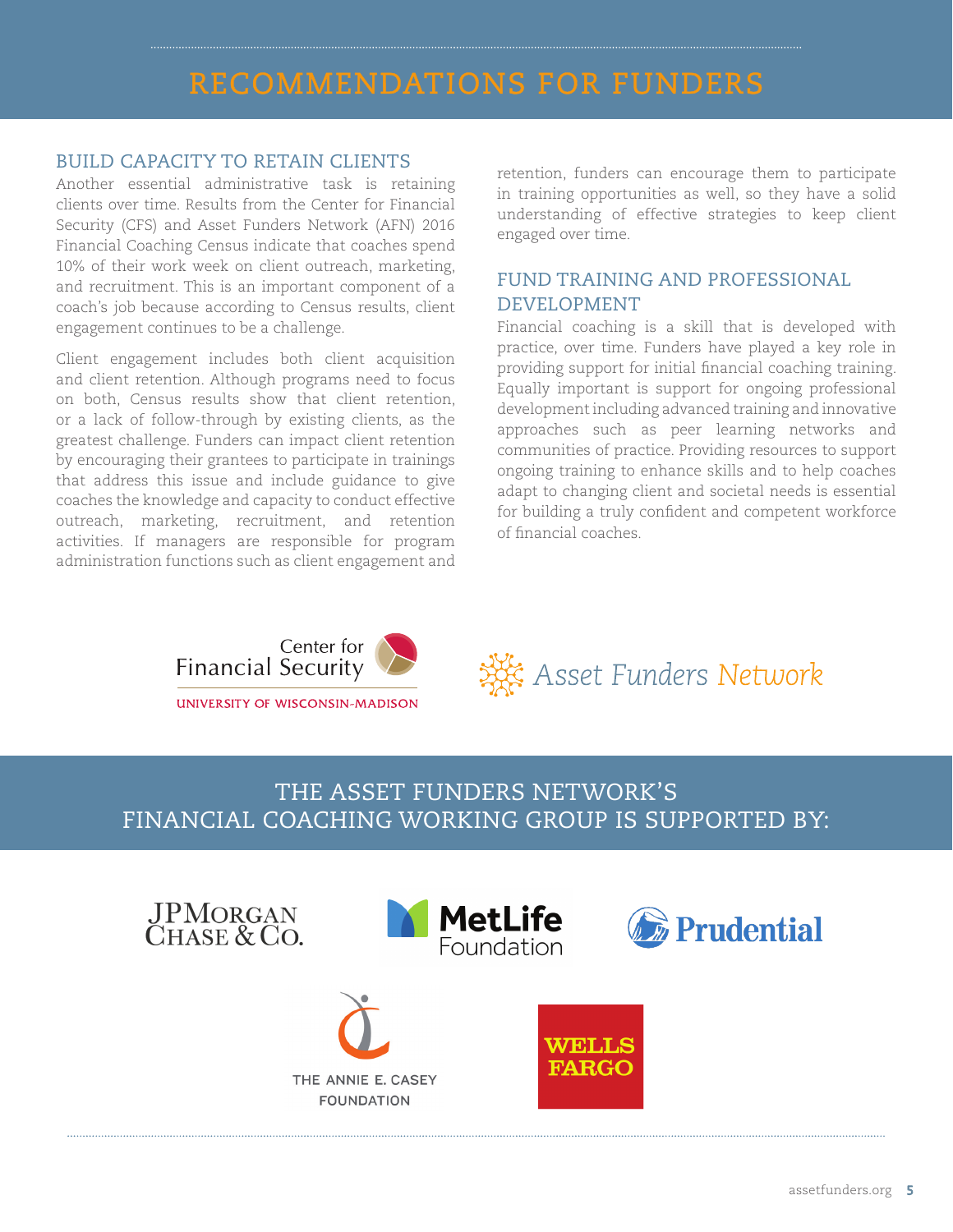# RECOMMENDATIONS FOR FUNDERS

## BUILD CAPACITY TO RETAIN CLIENTS

Another essential administrative task is retaining clients over time. Results from the Center for Financial Security (CFS) and Asset Funders Network (AFN) 2016 Financial Coaching Census indicate that coaches spend 10% of their work week on client outreach, marketing, and recruitment. This is an important component of a coach's job because according to Census results, client engagement continues to be a challenge.

Client engagement includes both client acquisition and client retention. Although programs need to focus on both, Census results show that client retention, or a lack of follow-through by existing clients, as the greatest challenge. Funders can impact client retention by encouraging their grantees to participate in trainings that address this issue and include guidance to give coaches the knowledge and capacity to conduct effective outreach, marketing, recruitment, and retention activities. If managers are responsible for program administration functions such as client engagement and retention, funders can encourage them to participate in training opportunities as well, so they have a solid understanding of effective strategies to keep client engaged over time.

## FUND TRAINING AND PROFESSIONAL DEVELOPMENT

Financial coaching is a skill that is developed with practice, over time. Funders have played a key role in providing support for initial financial coaching training. Equally important is support for ongoing professional development including advanced training and innovative approaches such as peer learning networks and communities of practice. Providing resources to support ongoing training to enhance skills and to help coaches adapt to changing client and societal needs is essential for building a truly confident and competent workforce of financial coaches.

Center for Financial Security
UNIVERSITY OF WISCONSIN-MADISON

Asset Funders Network

## THE ASSET FUNDERS NETWORK'S FINANCIAL COACHING WORKING GROUP IS SUPPORTED BY:

JPMorgan Chase & Co.

MetLife Foundation

Prudential

The Annie E. Casey Foundation

Wells Fargo

assetfunders.org